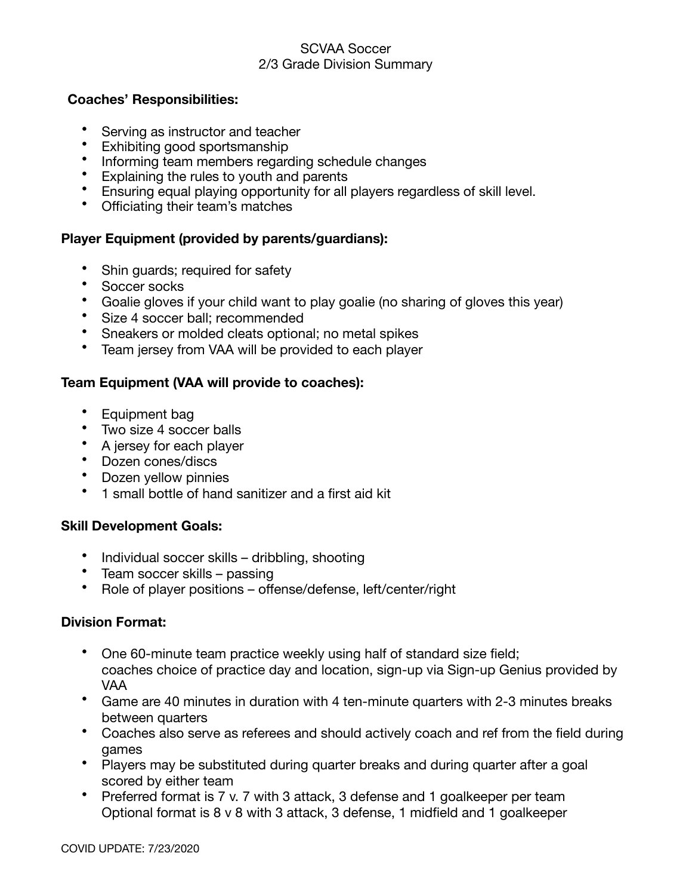# SCVAA Soccer
## 2/3 Grade Division Summary

**Coaches' Responsibilities:**

- Serving as instructor and teacher
- Exhibiting good sportsmanship
- Informing team members regarding schedule changes
- Explaining the rules to youth and parents
- Ensuring equal playing opportunity for all players regardless of skill level.
- Officiating their team's matches

**Player Equipment (provided by parents/guardians):**

- Shin guards; required for safety
- Soccer socks
- Goalie gloves if your child want to play goalie (no sharing of gloves this year)
- Size 4 soccer ball; recommended
- Sneakers or molded cleats optional; no metal spikes
- Team jersey from VAA will be provided to each player

**Team Equipment (VAA will provide to coaches):**

- Equipment bag
- Two size 4 soccer balls
- A jersey for each player
- Dozen cones/discs
- Dozen yellow pinnies
- 1 small bottle of hand sanitizer and a first aid kit

**Skill Development Goals:**

- Individual soccer skills – dribbling, shooting
- Team soccer skills – passing
- Role of player positions – offense/defense, left/center/right

**Division Format:**

- One 60-minute team practice weekly using half of standard size field; coaches choice of practice day and location, sign-up via Sign-up Genius provided by VAA
- Game are 40 minutes in duration with 4 ten-minute quarters with 2-3 minutes breaks between quarters
- Coaches also serve as referees and should actively coach and ref from the field during games
- Players may be substituted during quarter breaks and during quarter after a goal scored by either team
- Preferred format is 7 v. 7 with 3 attack, 3 defense and 1 goalkeeper per team
  Optional format is 8 v 8 with 3 attack, 3 defense, 1 midfield and 1 goalkeeper

COVID UPDATE: 7/23/2020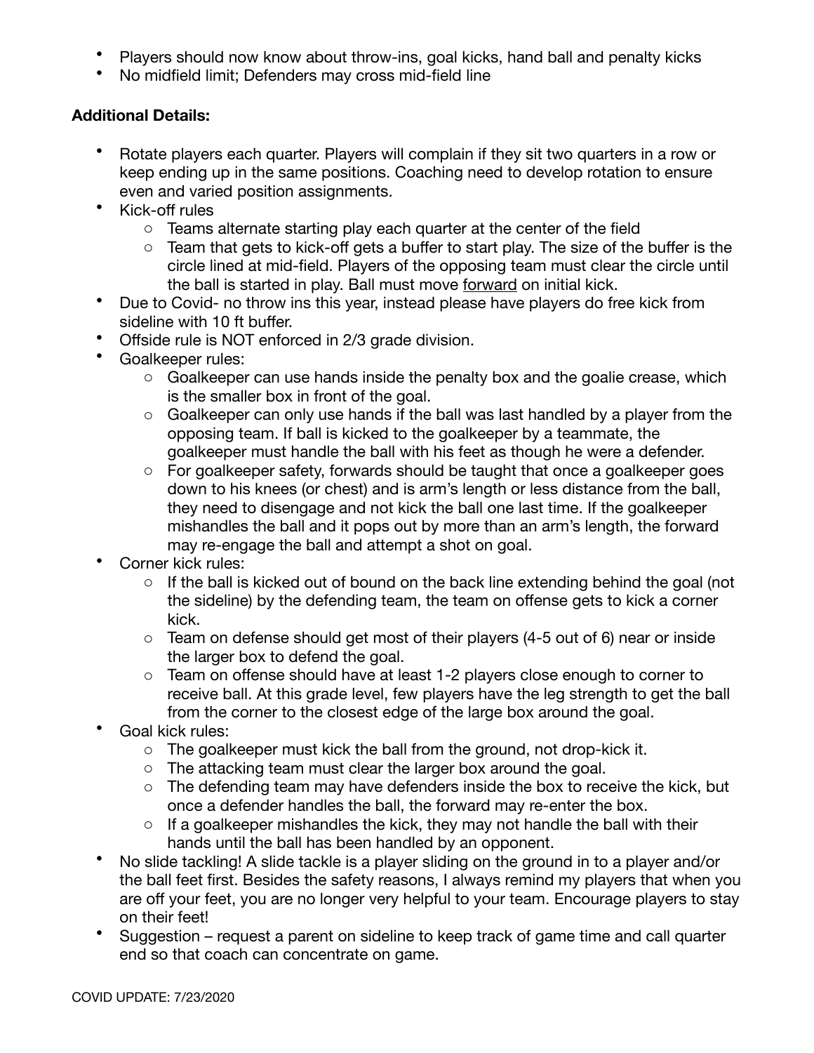- Players should now know about throw-ins, goal kicks, hand ball and penalty kicks
- No midfield limit; Defenders may cross mid-field line

**Additional Details:**

- Rotate players each quarter. Players will complain if they sit two quarters in a row or keep ending up in the same positions. Coaching need to develop rotation to ensure even and varied position assignments.
- Kick-off rules
  - Teams alternate starting play each quarter at the center of the field
  - Team that gets to kick-off gets a buffer to start play. The size of the buffer is the circle lined at mid-field. Players of the opposing team must clear the circle until the ball is started in play. Ball must move <u>forward</u> on initial kick.
- Due to Covid- no throw ins this year, instead please have players do free kick from sideline with 10 ft buffer.
- Offside rule is NOT enforced in 2/3 grade division.
- Goalkeeper rules:
  - Goalkeeper can use hands inside the penalty box and the goalie crease, which is the smaller box in front of the goal.
  - Goalkeeper can only use hands if the ball was last handled by a player from the opposing team. If ball is kicked to the goalkeeper by a teammate, the goalkeeper must handle the ball with his feet as though he were a defender.
  - For goalkeeper safety, forwards should be taught that once a goalkeeper goes down to his knees (or chest) and is arm's length or less distance from the ball, they need to disengage and not kick the ball one last time. If the goalkeeper mishandles the ball and it pops out by more than an arm's length, the forward may re-engage the ball and attempt a shot on goal.
- Corner kick rules:
  - If the ball is kicked out of bound on the back line extending behind the goal (not the sideline) by the defending team, the team on offense gets to kick a corner kick.
  - Team on defense should get most of their players (4-5 out of 6) near or inside the larger box to defend the goal.
  - Team on offense should have at least 1-2 players close enough to corner to receive ball. At this grade level, few players have the leg strength to get the ball from the corner to the closest edge of the large box around the goal.
- Goal kick rules:
  - The goalkeeper must kick the ball from the ground, not drop-kick it.
  - The attacking team must clear the larger box around the goal.
  - The defending team may have defenders inside the box to receive the kick, but once a defender handles the ball, the forward may re-enter the box.
  - If a goalkeeper mishandles the kick, they may not handle the ball with their hands until the ball has been handled by an opponent.
- No slide tackling! A slide tackle is a player sliding on the ground in to a player and/or the ball feet first. Besides the safety reasons, I always remind my players that when you are off your feet, you are no longer very helpful to your team. Encourage players to stay on their feet!
- Suggestion – request a parent on sideline to keep track of game time and call quarter end so that coach can concentrate on game.

COVID UPDATE: 7/23/2020